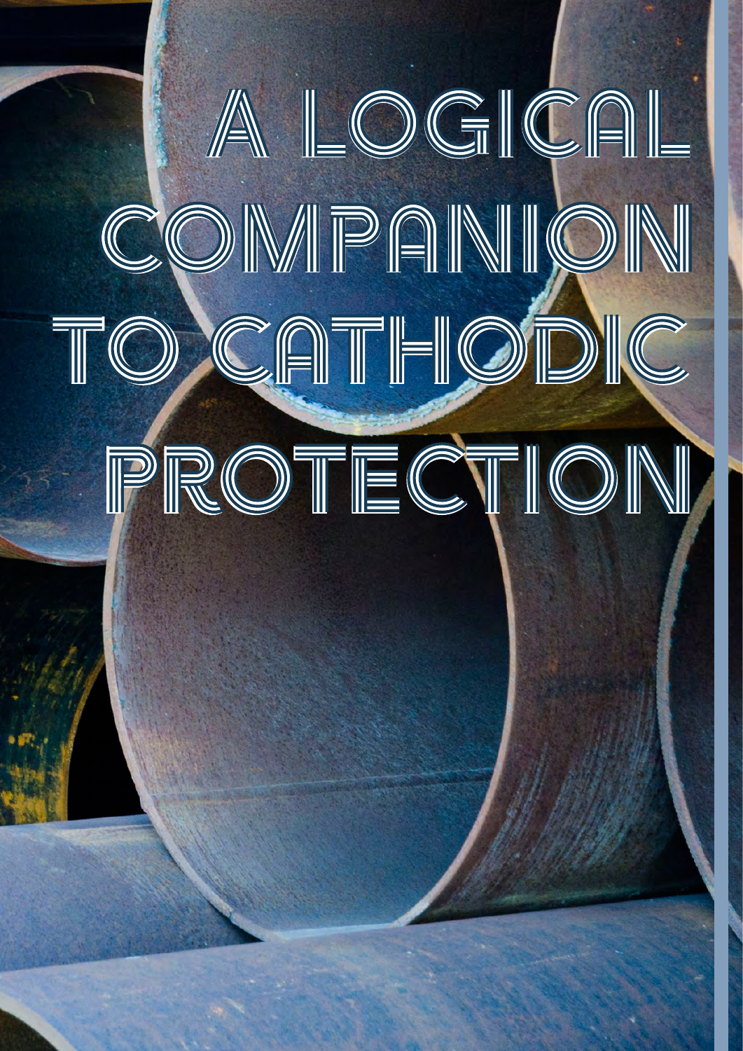# A LOGICAL COMPANION TO CATHODIC PROTECTION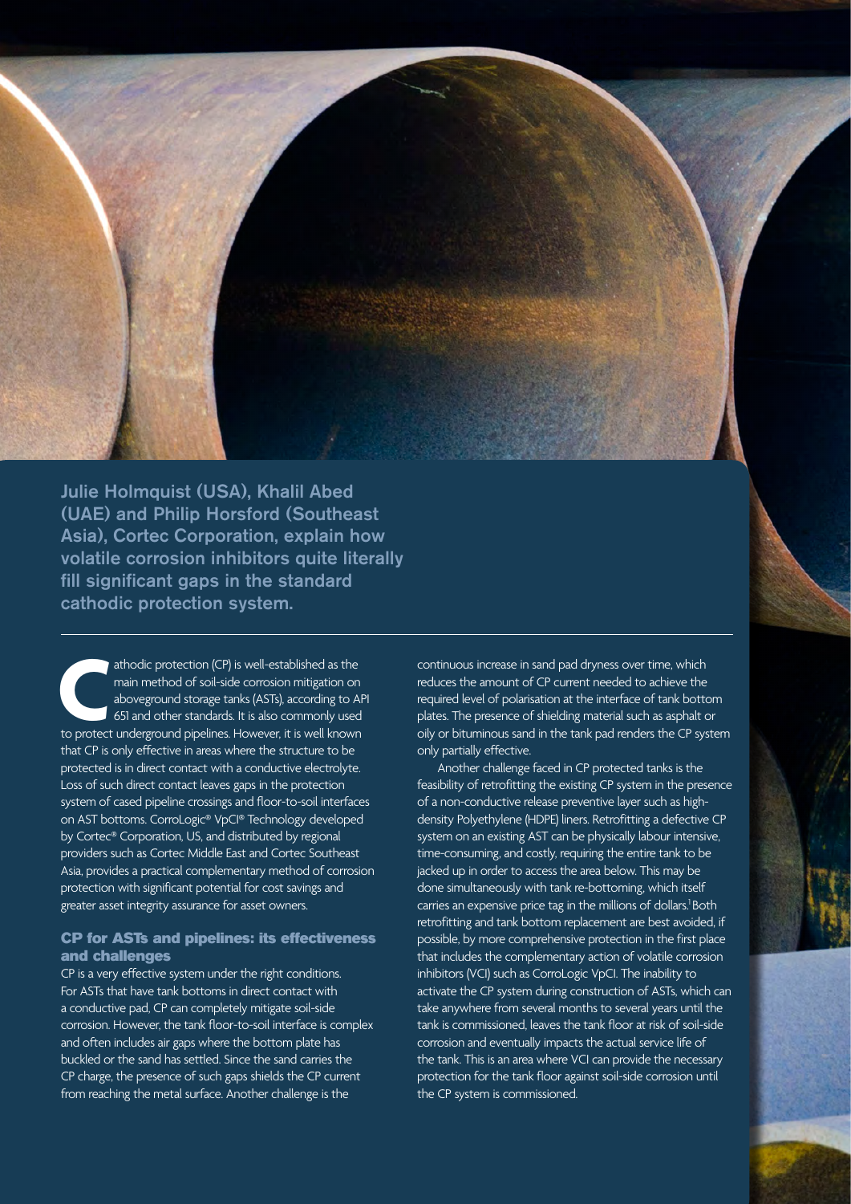**Julie Holmquist (USA), Khalil Abed (UAE) and Philip Horsford (Southeast Asia), Cortec Corporation, explain how volatile corrosion inhibitors quite literally fill significant gaps in the standard cathodic protection system.**

Cathodic protection (CP) is well-established as the main method of soil-side corrosion mitigation on aboveground storage tanks (ASTs), according to API 651 and other standards. It is also commonly used to protect underground pipelines. However, it is well known that CP is only effective in areas where the structure to be protected is in direct contact with a conductive electrolyte. Loss of such direct contact leaves gaps in the protection system of cased pipeline crossings and floor-to-soil interfaces on AST bottoms. CorroLogic® VpCI® Technology developed by Cortec® Corporation, US, and distributed by regional providers such as Cortec Middle East and Cortec Southeast Asia, provides a practical complementary method of corrosion protection with significant potential for cost savings and greater asset integrity assurance for asset owners.

## CP for ASTs and pipelines: its effectiveness and challenges

CP is a very effective system under the right conditions. For ASTs that have tank bottoms in direct contact with a conductive pad, CP can completely mitigate soil-side corrosion. However, the tank floor-to-soil interface is complex and often includes air gaps where the bottom plate has buckled or the sand has settled. Since the sand carries the CP charge, the presence of such gaps shields the CP current from reaching the metal surface. Another challenge is the continuous increase in sand pad dryness over time, which reduces the amount of CP current needed to achieve the required level of polarisation at the interface of tank bottom plates. The presence of shielding material such as asphalt or oily or bituminous sand in the tank pad renders the CP system only partially effective.

Another challenge faced in CP protected tanks is the feasibility of retrofitting the existing CP system in the presence of a non-conductive release preventive layer such as high-density Polyethylene (HDPE) liners. Retrofitting a defective CP system on an existing AST can be physically labour intensive, time-consuming, and costly, requiring the entire tank to be jacked up in order to access the area below. This may be done simultaneously with tank re-bottoming, which itself carries an expensive price tag in the millions of dollars.[1] Both retrofitting and tank bottom replacement are best avoided, if possible, by more comprehensive protection in the first place that includes the complementary action of volatile corrosion inhibitors (VCI) such as CorroLogic VpCI. The inability to activate the CP system during construction of ASTs, which can take anywhere from several months to several years until the tank is commissioned, leaves the tank floor at risk of soil-side corrosion and eventually impacts the actual service life of the tank. This is an area where VCI can provide the necessary protection for the tank floor against soil-side corrosion until the CP system is commissioned.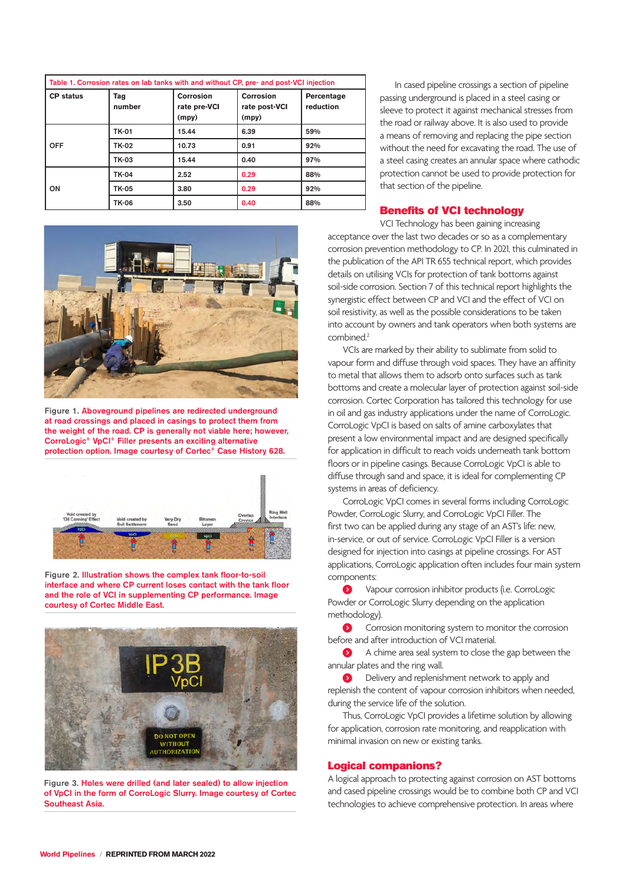Table 1. Corrosion rates on lab tanks with and without CP, pre- and post-VCI injection

| CP status | Tag number | Corrosion rate pre-VCI (mpy) | Corrosion rate post-VCI (mpy) | Percentage reduction |
|---|---|---|---|---|
| OFF | TK-01 | 15.44 | 6.39 | 59% |
| | TK-02 | 10.73 | 0.91 | 92% |
| | TK-03 | 15.44 | 0.40 | 97% |
| ON | TK-04 | 2.52 | 0.29 | 88% |
| | TK-05 | 3.80 | 0.29 | 92% |
| | TK-06 | 3.50 | 0.40 | 88% |

Figure 1. Aboveground pipelines are redirected underground at road crossings and placed in casings to protect them from the weight of the road. CP is generally not viable here; however, CorroLogic® VpCI® Filler presents an exciting alternative protection option. Image courtesy of Cortec® Case History 628.

Figure 2. Illustration shows the complex tank floor-to-soil interface and where CP current loses contact with the tank floor and the role of VCI in supplementing CP performance. Image courtesy of Cortec Middle East.

Figure 3. Holes were drilled (and later sealed) to allow injection of VpCI in the form of CorroLogic Slurry. Image courtesy of Cortec Southeast Asia.

In cased pipeline crossings a section of pipeline passing underground is placed in a steel casing or sleeve to protect it against mechanical stresses from the road or railway above. It is also used to provide a means of removing and replacing the pipe section without the need for excavating the road. The use of a steel casing creates an annular space where cathodic protection cannot be used to provide protection for that section of the pipeline.

## Benefits of VCI technology

VCI Technology has been gaining increasing acceptance over the last two decades or so as a complementary corrosion prevention methodology to CP. In 2021, this culminated in the publication of the API TR 655 technical report, which provides details on utilising VCIs for protection of tank bottoms against soil-side corrosion. Section 7 of this technical report highlights the synergistic effect between CP and VCI and the effect of VCI on soil resistivity, as well as the possible considerations to be taken into account by owners and tank operators when both systems are combined.[2]

VCIs are marked by their ability to sublimate from solid to vapour form and diffuse through void spaces. They have an affinity to metal that allows them to adsorb onto surfaces such as tank bottoms and create a molecular layer of protection against soil-side corrosion. Cortec Corporation has tailored this technology for use in oil and gas industry applications under the name of CorroLogic. CorroLogic VpCI is based on salts of amine carboxylates that present a low environmental impact and are designed specifically for application in difficult to reach voids underneath tank bottom floors or in pipeline casings. Because CorroLogic VpCI is able to diffuse through sand and space, it is ideal for complementing CP systems in areas of deficiency.

CorroLogic VpCI comes in several forms including CorroLogic Powder, CorroLogic Slurry, and CorroLogic VpCI Filler. The first two can be applied during any stage of an AST's life: new, in-service, or out of service. CorroLogic VpCI Filler is a version designed for injection into casings at pipeline crossings. For AST applications, CorroLogic application often includes four main system components:

- Vapour corrosion inhibitor products (i.e. CorroLogic Powder or CorroLogic Slurry depending on the application methodology).
- Corrosion monitoring system to monitor the corrosion before and after introduction of VCI material.
- A chime area seal system to close the gap between the annular plates and the ring wall.
- Delivery and replenishment network to apply and replenish the content of vapour corrosion inhibitors when needed, during the service life of the solution.

Thus, CorroLogic VpCI provides a lifetime solution by allowing for application, corrosion rate monitoring, and reapplication with minimal invasion on new or existing tanks.

## Logical companions?

A logical approach to protecting against corrosion on AST bottoms and cased pipeline crossings would be to combine both CP and VCI technologies to achieve comprehensive protection. In areas where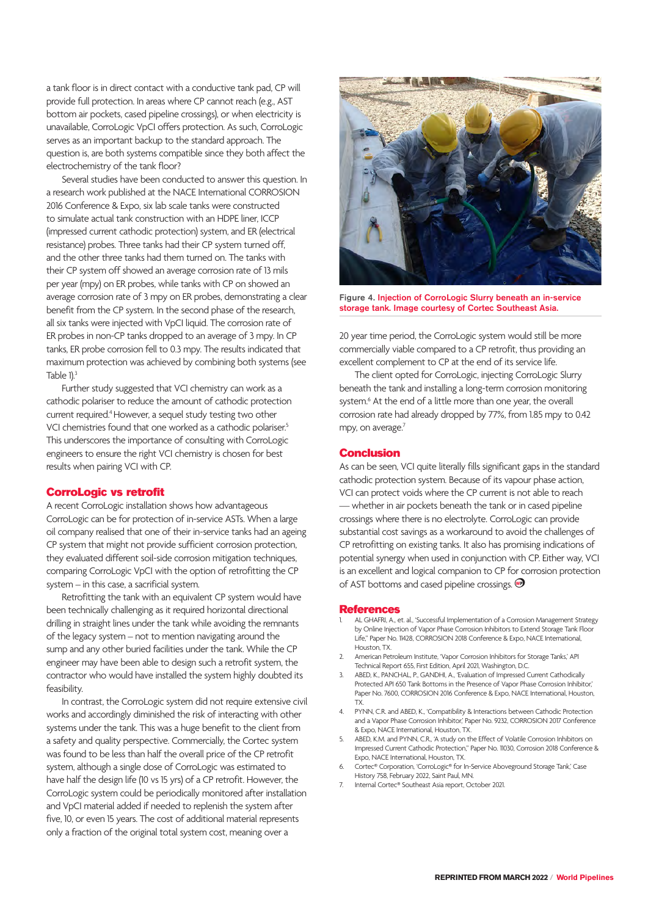a tank floor is in direct contact with a conductive tank pad, CP will provide full protection. In areas where CP cannot reach (e.g., AST bottom air pockets, cased pipeline crossings), or when electricity is unavailable, CorroLogic VpCI offers protection. As such, CorroLogic serves as an important backup to the standard approach. The question is, are both systems compatible since they both affect the electrochemistry of the tank floor?

Several studies have been conducted to answer this question. In a research work published at the NACE International CORROSION 2016 Conference & Expo, six lab scale tanks were constructed to simulate actual tank construction with an HDPE liner, ICCP (impressed current cathodic protection) system, and ER (electrical resistance) probes. Three tanks had their CP system turned off, and the other three tanks had them turned on. The tanks with their CP system off showed an average corrosion rate of 13 mils per year (mpy) on ER probes, while tanks with CP on showed an average corrosion rate of 3 mpy on ER probes, demonstrating a clear benefit from the CP system. In the second phase of the research, all six tanks were injected with VpCI liquid. The corrosion rate of ER probes in non-CP tanks dropped to an average of 3 mpy. In CP tanks, ER probe corrosion fell to 0.3 mpy. The results indicated that maximum protection was achieved by combining both systems (see Table 1).[3]

Further study suggested that VCI chemistry can work as a cathodic polariser to reduce the amount of cathodic protection current required.[4] However, a sequel study testing two other VCI chemistries found that one worked as a cathodic polariser.[5] This underscores the importance of consulting with CorroLogic engineers to ensure the right VCI chemistry is chosen for best results when pairing VCI with CP.

## CorroLogic vs retrofit

A recent CorroLogic installation shows how advantageous CorroLogic can be for protection of in-service ASTs. When a large oil company realised that one of their in-service tanks had an ageing CP system that might not provide sufficient corrosion protection, they evaluated different soil-side corrosion mitigation techniques, comparing CorroLogic VpCI with the option of retrofitting the CP system – in this case, a sacrificial system.

Retrofitting the tank with an equivalent CP system would have been technically challenging as it required horizontal directional drilling in straight lines under the tank while avoiding the remnants of the legacy system – not to mention navigating around the sump and any other buried facilities under the tank. While the CP engineer may have been able to design such a retrofit system, the contractor who would have installed the system highly doubted its feasibility.

In contrast, the CorroLogic system did not require extensive civil works and accordingly diminished the risk of interacting with other systems under the tank. This was a huge benefit to the client from a safety and quality perspective. Commercially, the Cortec system was found to be less than half the overall price of the CP retrofit system, although a single dose of CorroLogic was estimated to have half the design life (10 vs 15 yrs) of a CP retrofit. However, the CorroLogic system could be periodically monitored after installation and VpCI material added if needed to replenish the system after five, 10, or even 15 years. The cost of additional material represents only a fraction of the original total system cost, meaning over a 20 year time period, the CorroLogic system would still be more commercially viable compared to a CP retrofit, thus providing an excellent complement to CP at the end of its service life.

**Figure 4.** Injection of CorroLogic Slurry beneath an in-service storage tank. Image courtesy of Cortec Southeast Asia.

The client opted for CorroLogic, injecting CorroLogic Slurry beneath the tank and installing a long-term corrosion monitoring system.[6] At the end of a little more than one year, the overall corrosion rate had already dropped by 77%, from 1.85 mpy to 0.42 mpy, on average.[7]

## Conclusion

As can be seen, VCI quite literally fills significant gaps in the standard cathodic protection system. Because of its vapour phase action, VCI can protect voids where the CP current is not able to reach — whether in air pockets beneath the tank or in cased pipeline crossings where there is no electrolyte. CorroLogic can provide substantial cost savings as a workaround to avoid the challenges of CP retrofitting on existing tanks. It also has promising indications of potential synergy when used in conjunction with CP. Either way, VCI is an excellent and logical companion to CP for corrosion protection of AST bottoms and cased pipeline crossings.

## References

1. AL GHAFRI, A., et. al., 'Successful Implementation of a Corrosion Management Strategy by Online Injection of Vapor Phase Corrosion Inhibitors to Extend Storage Tank Floor Life," Paper No. 11428, CORROSION 2018 Conference & Expo, NACE International, Houston, TX.
2. American Petroleum Institute, 'Vapor Corrosion Inhibitors for Storage Tanks,' API Technical Report 655, First Edition, April 2021, Washington, D.C.
3. ABED, K., PANCHAL, P., GANDHI, A., 'Evaluation of Impressed Current Cathodically Protected API 650 Tank Bottoms in the Presence of Vapor Phase Corrosion Inhibitor,' Paper No. 7600, CORROSION 2016 Conference & Expo, NACE International, Houston, TX.
4. PYNN, C.R. and ABED, K., 'Compatibility & Interactions between Cathodic Protection and a Vapor Phase Corrosion Inhibitor,' Paper No. 9232, CORROSION 2017 Conference & Expo, NACE International, Houston, TX.
5. ABED, K.M. and PYNN, C.R., 'A study on the Effect of Volatile Corrosion Inhibitors on Impressed Current Cathodic Protection," Paper No. 11030, Corrosion 2018 Conference & Expo, NACE International, Houston, TX.
6. Cortec® Corporation, 'CorroLogic® for In-Service Aboveground Storage Tank,' Case History 758, February 2022, Saint Paul, MN.
7. Internal Cortec® Southeast Asia report, October 2021.